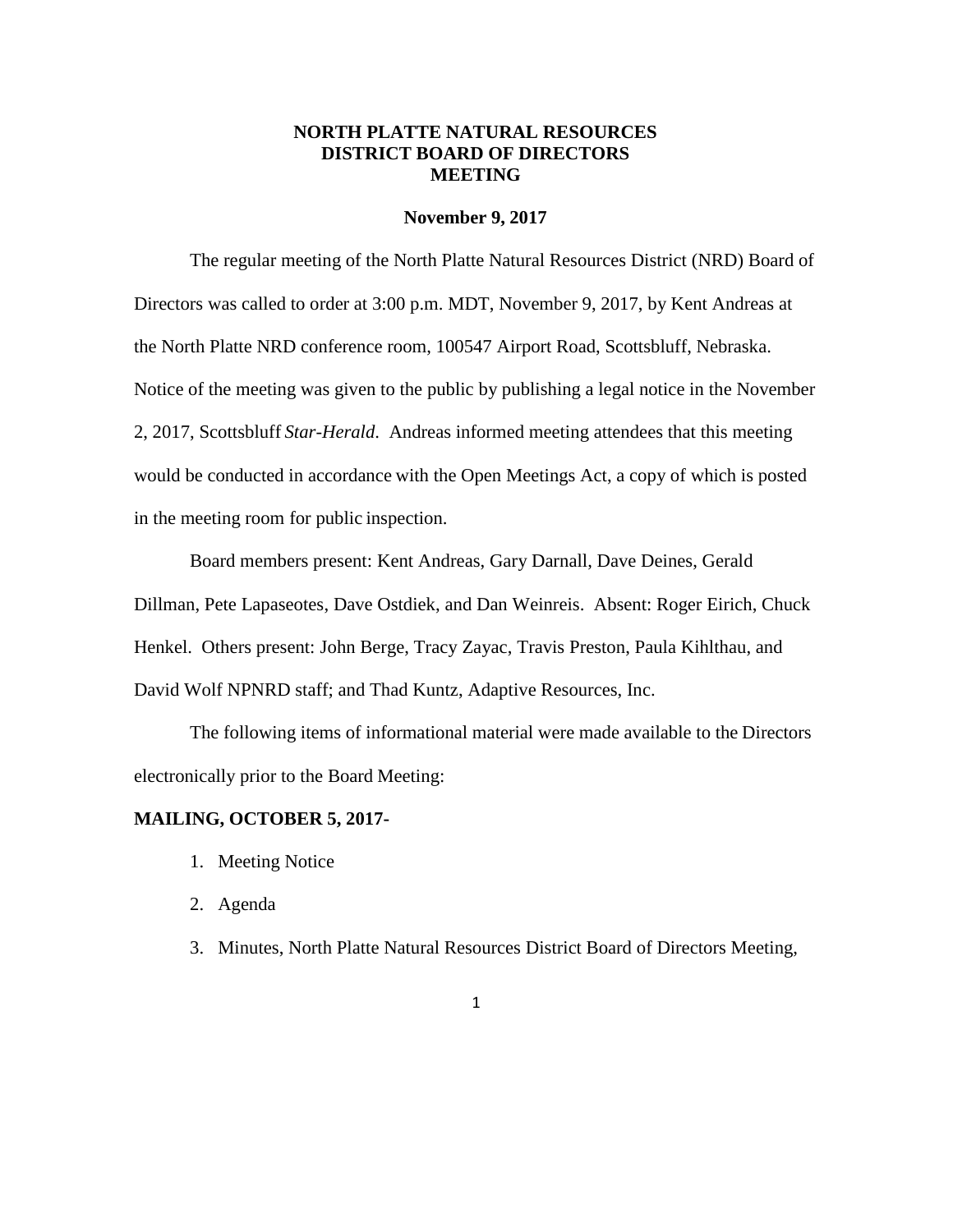# NORTH PLATTE NATURAL RESOURCES DISTRICT BOARD OF DIRECTORS MEETING

**November 9, 2017**

The regular meeting of the North Platte Natural Resources District (NRD) Board of Directors was called to order at 3:00 p.m. MDT, November 9, 2017, by Kent Andreas at the North Platte NRD conference room, 100547 Airport Road, Scottsbluff, Nebraska. Notice of the meeting was given to the public by publishing a legal notice in the November 2, 2017, Scottsbluff *Star-Herald*. Andreas informed meeting attendees that this meeting would be conducted in accordance with the Open Meetings Act, a copy of which is posted in the meeting room for public inspection.

Board members present: Kent Andreas, Gary Darnall, Dave Deines, Gerald Dillman, Pete Lapaseotes, Dave Ostdiek, and Dan Weinreis. Absent: Roger Eirich, Chuck Henkel. Others present: John Berge, Tracy Zayac, Travis Preston, Paula Kihlthau, and David Wolf NPNRD staff; and Thad Kuntz, Adaptive Resources, Inc.

The following items of informational material were made available to the Directors electronically prior to the Board Meeting:

**MAILING, OCTOBER 5, 2017-**

1. Meeting Notice
2. Agenda
3. Minutes, North Platte Natural Resources District Board of Directors Meeting,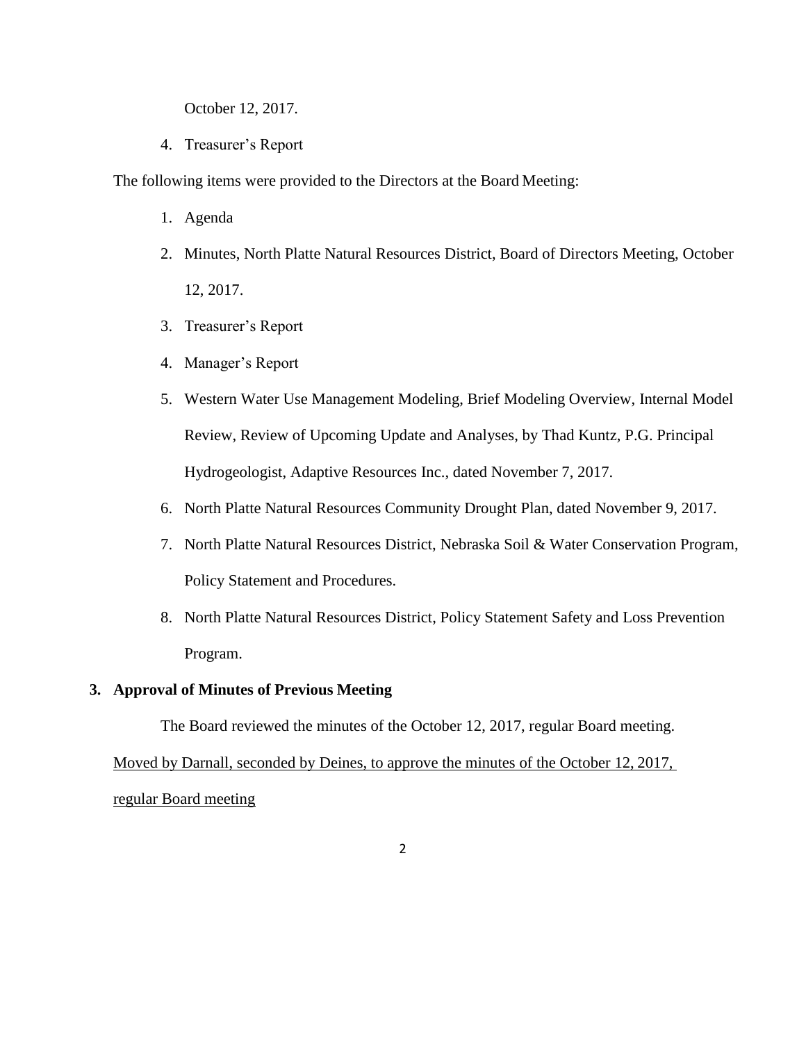October 12, 2017.

4. Treasurer's Report

The following items were provided to the Directors at the Board Meeting:

1. Agenda
2. Minutes, North Platte Natural Resources District, Board of Directors Meeting, October 12, 2017.
3. Treasurer's Report
4. Manager's Report
5. Western Water Use Management Modeling, Brief Modeling Overview, Internal Model Review, Review of Upcoming Update and Analyses, by Thad Kuntz, P.G. Principal Hydrogeologist, Adaptive Resources Inc., dated November 7, 2017.
6. North Platte Natural Resources Community Drought Plan, dated November 9, 2017.
7. North Platte Natural Resources District, Nebraska Soil & Water Conservation Program, Policy Statement and Procedures.
8. North Platte Natural Resources District, Policy Statement Safety and Loss Prevention Program.

## 3. Approval of Minutes of Previous Meeting

The Board reviewed the minutes of the October 12, 2017, regular Board meeting.

<u>Moved by Darnall, seconded by Deines, to approve the minutes of the October 12, 2017, regular Board meeting</u>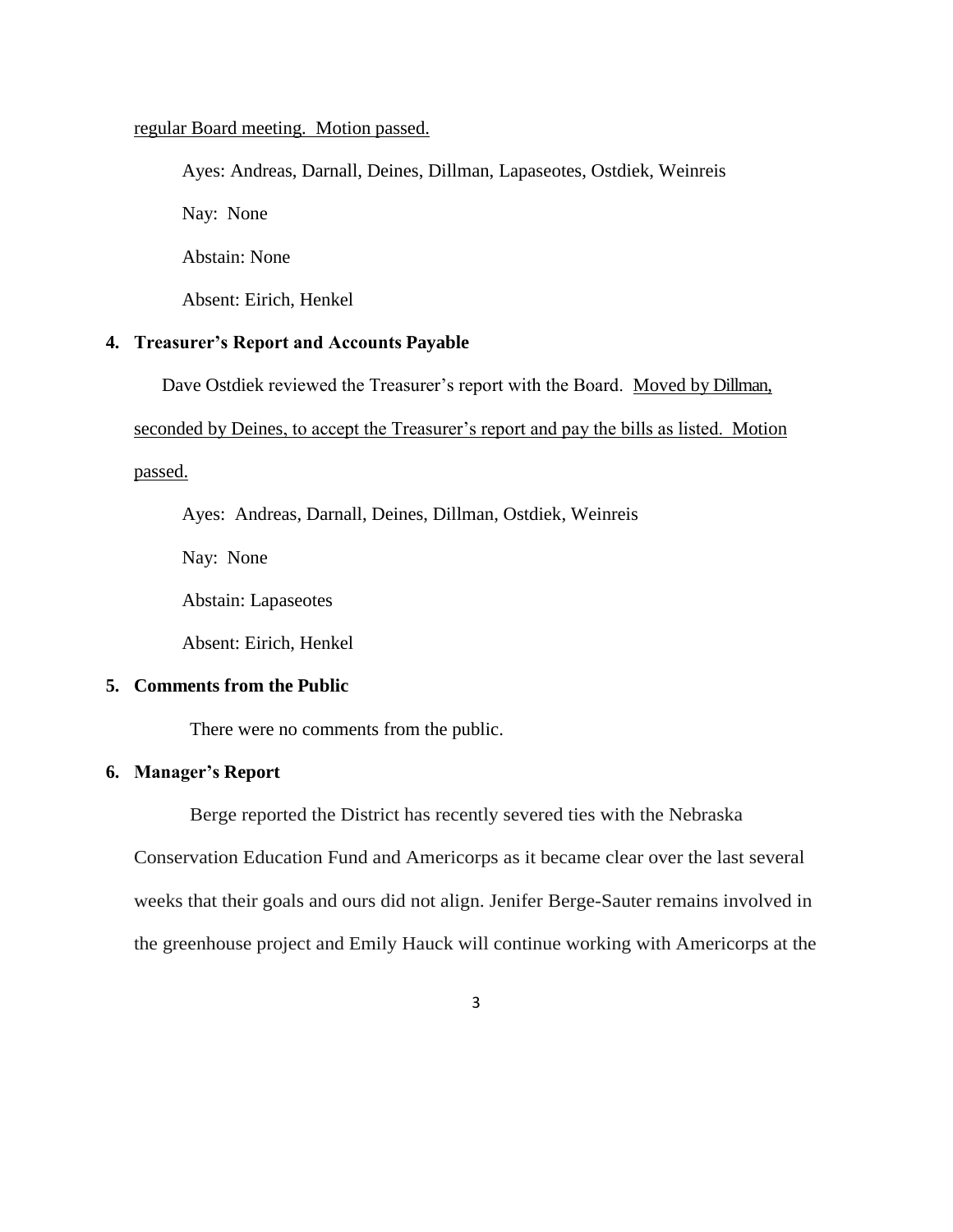regular Board meeting. Motion passed.

Ayes: Andreas, Darnall, Deines, Dillman, Lapaseotes, Ostdiek, Weinreis

Nay: None

Abstain: None

Absent: Eirich, Henkel

**4. Treasurer's Report and Accounts Payable**

Dave Ostdiek reviewed the Treasurer's report with the Board. Moved by Dillman, seconded by Deines, to accept the Treasurer's report and pay the bills as listed. Motion passed.

Ayes: Andreas, Darnall, Deines, Dillman, Ostdiek, Weinreis

Nay: None

Abstain: Lapaseotes

Absent: Eirich, Henkel

**5. Comments from the Public**

There were no comments from the public.

**6. Manager's Report**

Berge reported the District has recently severed ties with the Nebraska Conservation Education Fund and Americorps as it became clear over the last several weeks that their goals and ours did not align. Jenifer Berge-Sauter remains involved in the greenhouse project and Emily Hauck will continue working with Americorps at the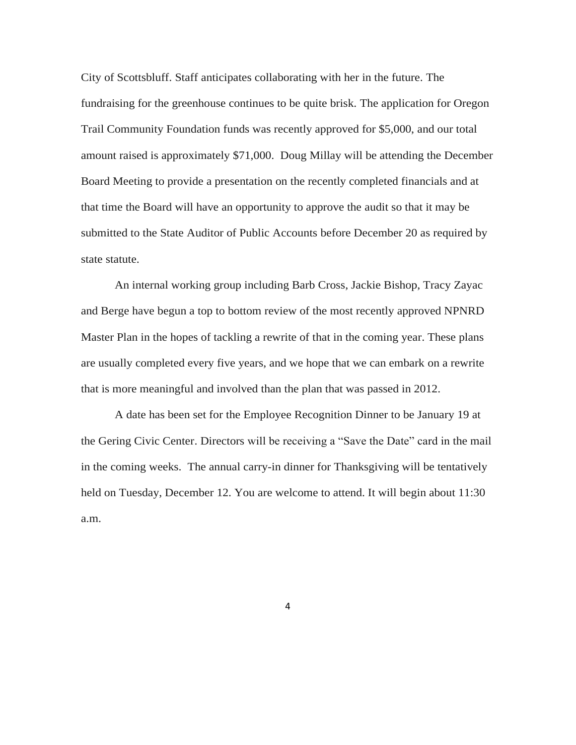City of Scottsbluff. Staff anticipates collaborating with her in the future. The fundraising for the greenhouse continues to be quite brisk. The application for Oregon Trail Community Foundation funds was recently approved for $5,000, and our total amount raised is approximately $71,000. Doug Millay will be attending the December Board Meeting to provide a presentation on the recently completed financials and at that time the Board will have an opportunity to approve the audit so that it may be submitted to the State Auditor of Public Accounts before December 20 as required by state statute.

An internal working group including Barb Cross, Jackie Bishop, Tracy Zayac and Berge have begun a top to bottom review of the most recently approved NPNRD Master Plan in the hopes of tackling a rewrite of that in the coming year. These plans are usually completed every five years, and we hope that we can embark on a rewrite that is more meaningful and involved than the plan that was passed in 2012.

A date has been set for the Employee Recognition Dinner to be January 19 at the Gering Civic Center. Directors will be receiving a "Save the Date" card in the mail in the coming weeks. The annual carry-in dinner for Thanksgiving will be tentatively held on Tuesday, December 12. You are welcome to attend. It will begin about 11:30 a.m.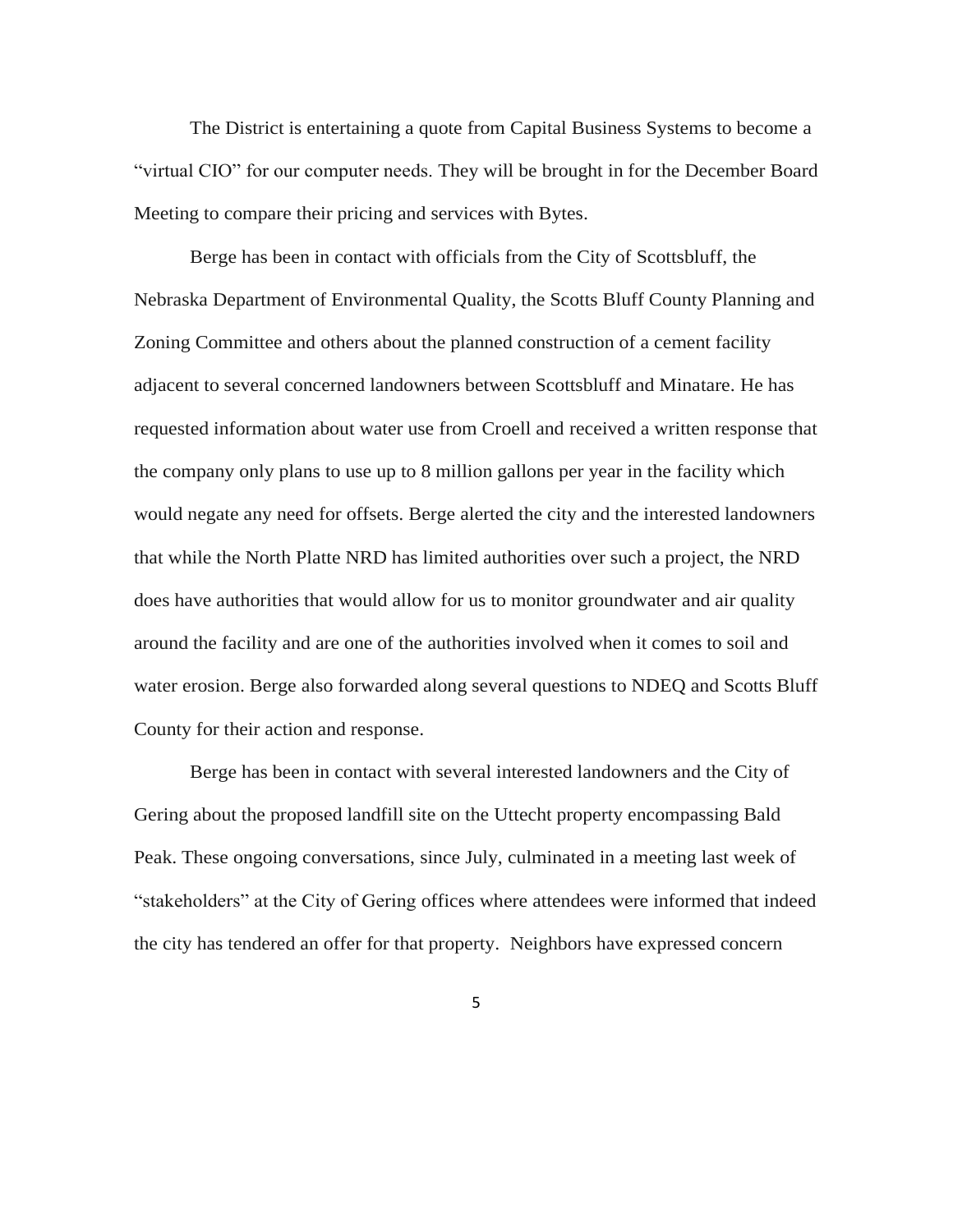The District is entertaining a quote from Capital Business Systems to become a "virtual CIO" for our computer needs. They will be brought in for the December Board Meeting to compare their pricing and services with Bytes.

Berge has been in contact with officials from the City of Scottsbluff, the Nebraska Department of Environmental Quality, the Scotts Bluff County Planning and Zoning Committee and others about the planned construction of a cement facility adjacent to several concerned landowners between Scottsbluff and Minatare. He has requested information about water use from Croell and received a written response that the company only plans to use up to 8 million gallons per year in the facility which would negate any need for offsets. Berge alerted the city and the interested landowners that while the North Platte NRD has limited authorities over such a project, the NRD does have authorities that would allow for us to monitor groundwater and air quality around the facility and are one of the authorities involved when it comes to soil and water erosion. Berge also forwarded along several questions to NDEQ and Scotts Bluff County for their action and response.

Berge has been in contact with several interested landowners and the City of Gering about the proposed landfill site on the Uttecht property encompassing Bald Peak. These ongoing conversations, since July, culminated in a meeting last week of "stakeholders" at the City of Gering offices where attendees were informed that indeed the city has tendered an offer for that property. Neighbors have expressed concern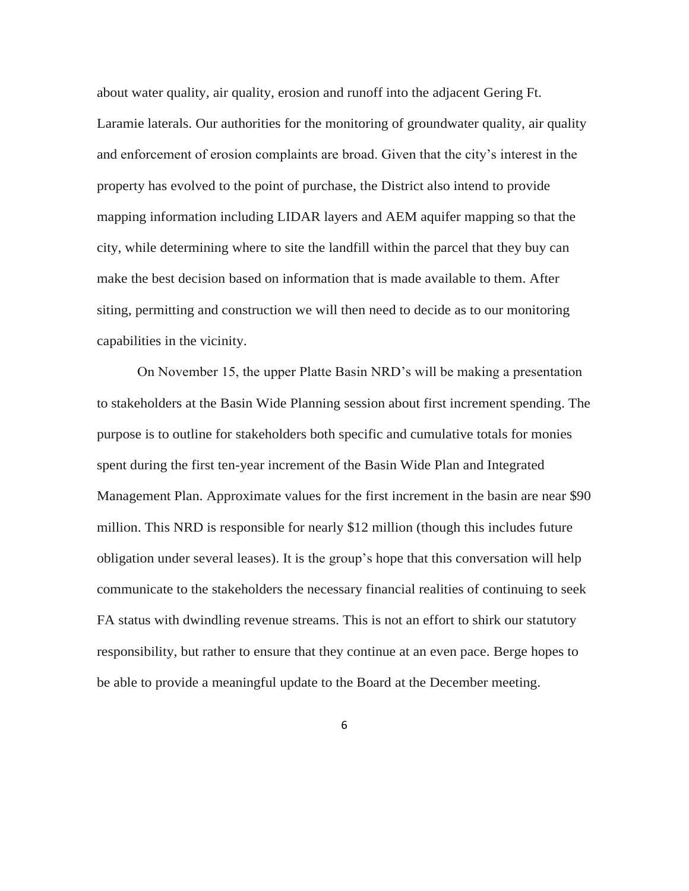about water quality, air quality, erosion and runoff into the adjacent Gering Ft. Laramie laterals. Our authorities for the monitoring of groundwater quality, air quality and enforcement of erosion complaints are broad. Given that the city's interest in the property has evolved to the point of purchase, the District also intend to provide mapping information including LIDAR layers and AEM aquifer mapping so that the city, while determining where to site the landfill within the parcel that they buy can make the best decision based on information that is made available to them. After siting, permitting and construction we will then need to decide as to our monitoring capabilities in the vicinity.

On November 15, the upper Platte Basin NRD's will be making a presentation to stakeholders at the Basin Wide Planning session about first increment spending. The purpose is to outline for stakeholders both specific and cumulative totals for monies spent during the first ten-year increment of the Basin Wide Plan and Integrated Management Plan. Approximate values for the first increment in the basin are near $90 million. This NRD is responsible for nearly $12 million (though this includes future obligation under several leases). It is the group's hope that this conversation will help communicate to the stakeholders the necessary financial realities of continuing to seek FA status with dwindling revenue streams. This is not an effort to shirk our statutory responsibility, but rather to ensure that they continue at an even pace. Berge hopes to be able to provide a meaningful update to the Board at the December meeting.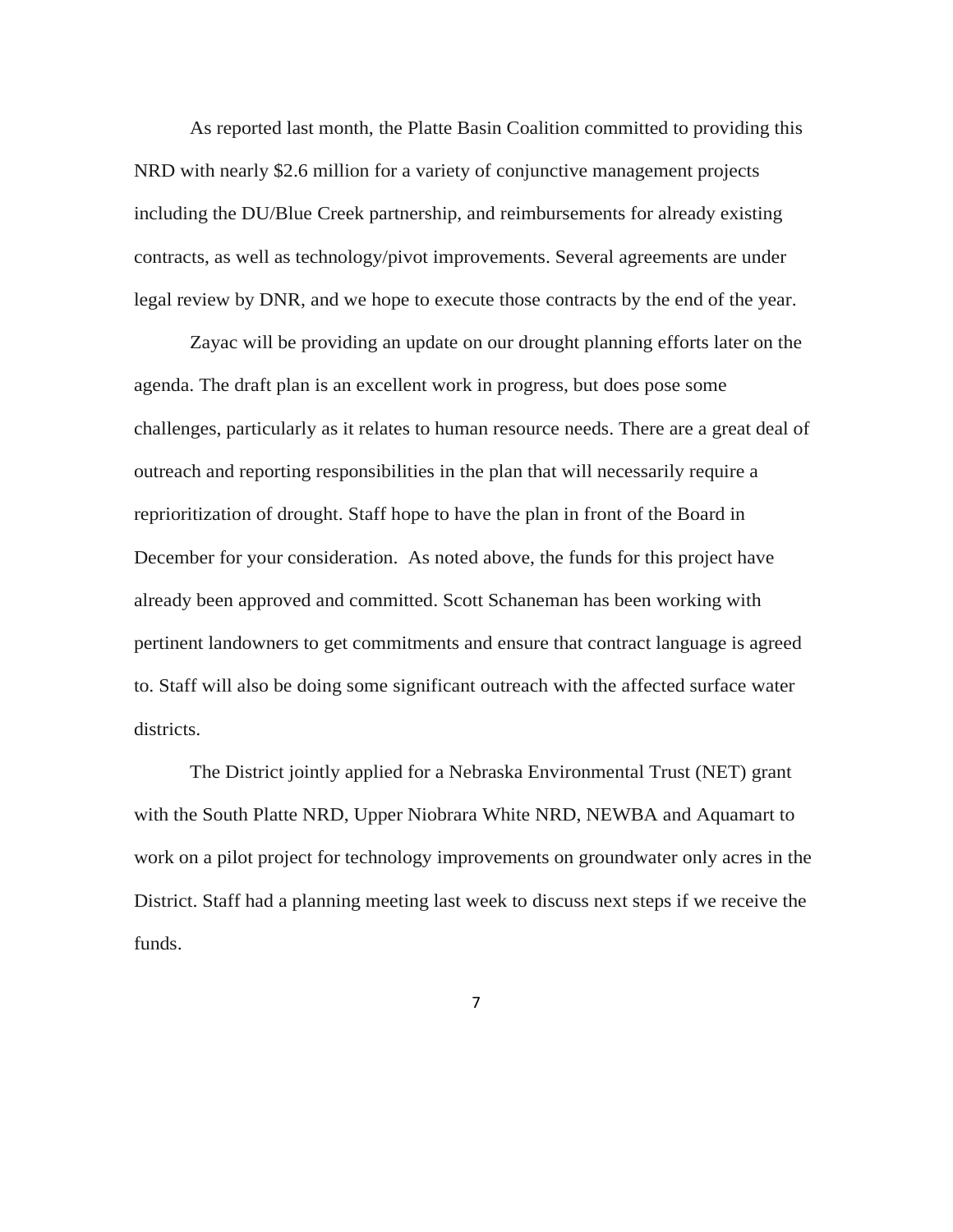As reported last month, the Platte Basin Coalition committed to providing this NRD with nearly $2.6 million for a variety of conjunctive management projects including the DU/Blue Creek partnership, and reimbursements for already existing contracts, as well as technology/pivot improvements. Several agreements are under legal review by DNR, and we hope to execute those contracts by the end of the year.

Zayac will be providing an update on our drought planning efforts later on the agenda. The draft plan is an excellent work in progress, but does pose some challenges, particularly as it relates to human resource needs. There are a great deal of outreach and reporting responsibilities in the plan that will necessarily require a reprioritization of drought. Staff hope to have the plan in front of the Board in December for your consideration. As noted above, the funds for this project have already been approved and committed. Scott Schaneman has been working with pertinent landowners to get commitments and ensure that contract language is agreed to. Staff will also be doing some significant outreach with the affected surface water districts.

The District jointly applied for a Nebraska Environmental Trust (NET) grant with the South Platte NRD, Upper Niobrara White NRD, NEWBA and Aquamart to work on a pilot project for technology improvements on groundwater only acres in the District. Staff had a planning meeting last week to discuss next steps if we receive the funds.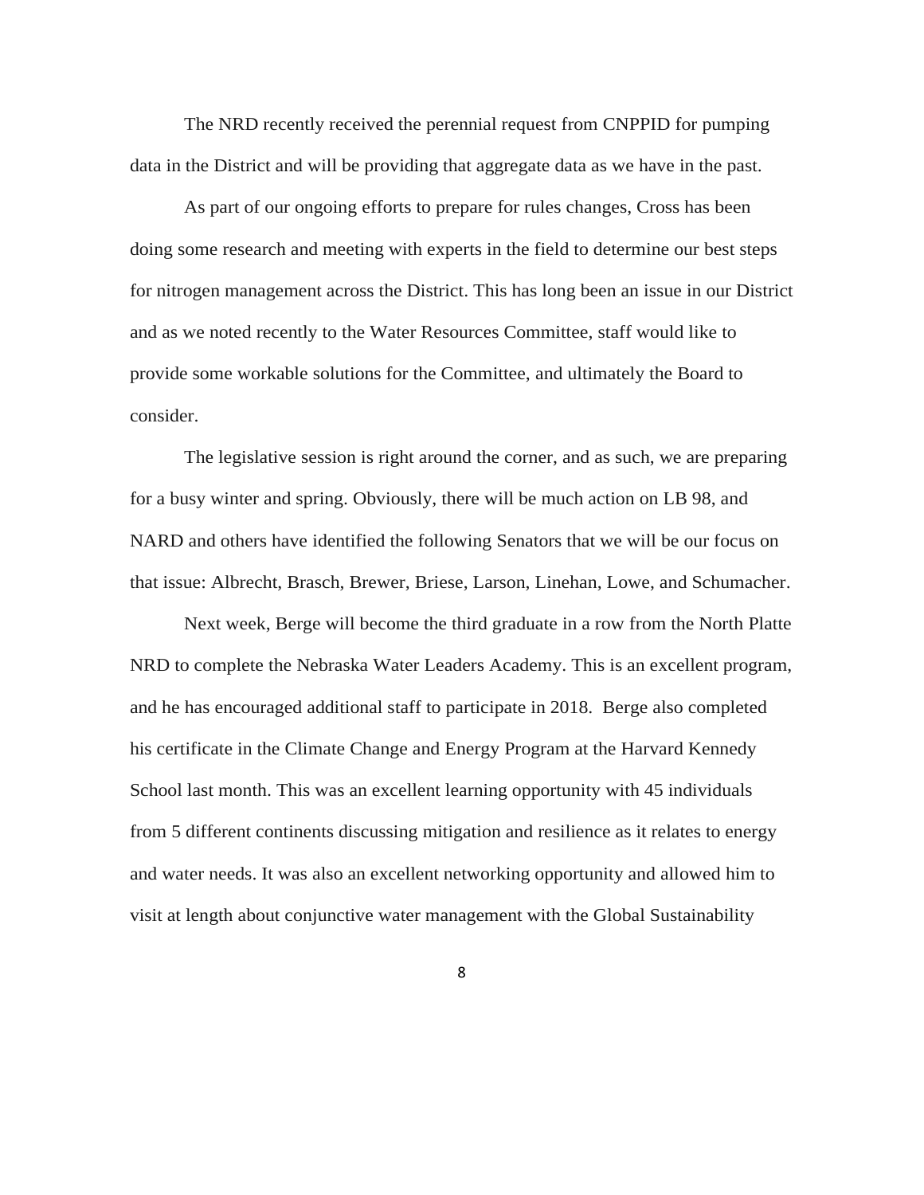The NRD recently received the perennial request from CNPPID for pumping data in the District and will be providing that aggregate data as we have in the past.

As part of our ongoing efforts to prepare for rules changes, Cross has been doing some research and meeting with experts in the field to determine our best steps for nitrogen management across the District. This has long been an issue in our District and as we noted recently to the Water Resources Committee, staff would like to provide some workable solutions for the Committee, and ultimately the Board to consider.

The legislative session is right around the corner, and as such, we are preparing for a busy winter and spring. Obviously, there will be much action on LB 98, and NARD and others have identified the following Senators that we will be our focus on that issue: Albrecht, Brasch, Brewer, Briese, Larson, Linehan, Lowe, and Schumacher.

Next week, Berge will become the third graduate in a row from the North Platte NRD to complete the Nebraska Water Leaders Academy. This is an excellent program, and he has encouraged additional staff to participate in 2018. Berge also completed his certificate in the Climate Change and Energy Program at the Harvard Kennedy School last month. This was an excellent learning opportunity with 45 individuals from 5 different continents discussing mitigation and resilience as it relates to energy and water needs. It was also an excellent networking opportunity and allowed him to visit at length about conjunctive water management with the Global Sustainability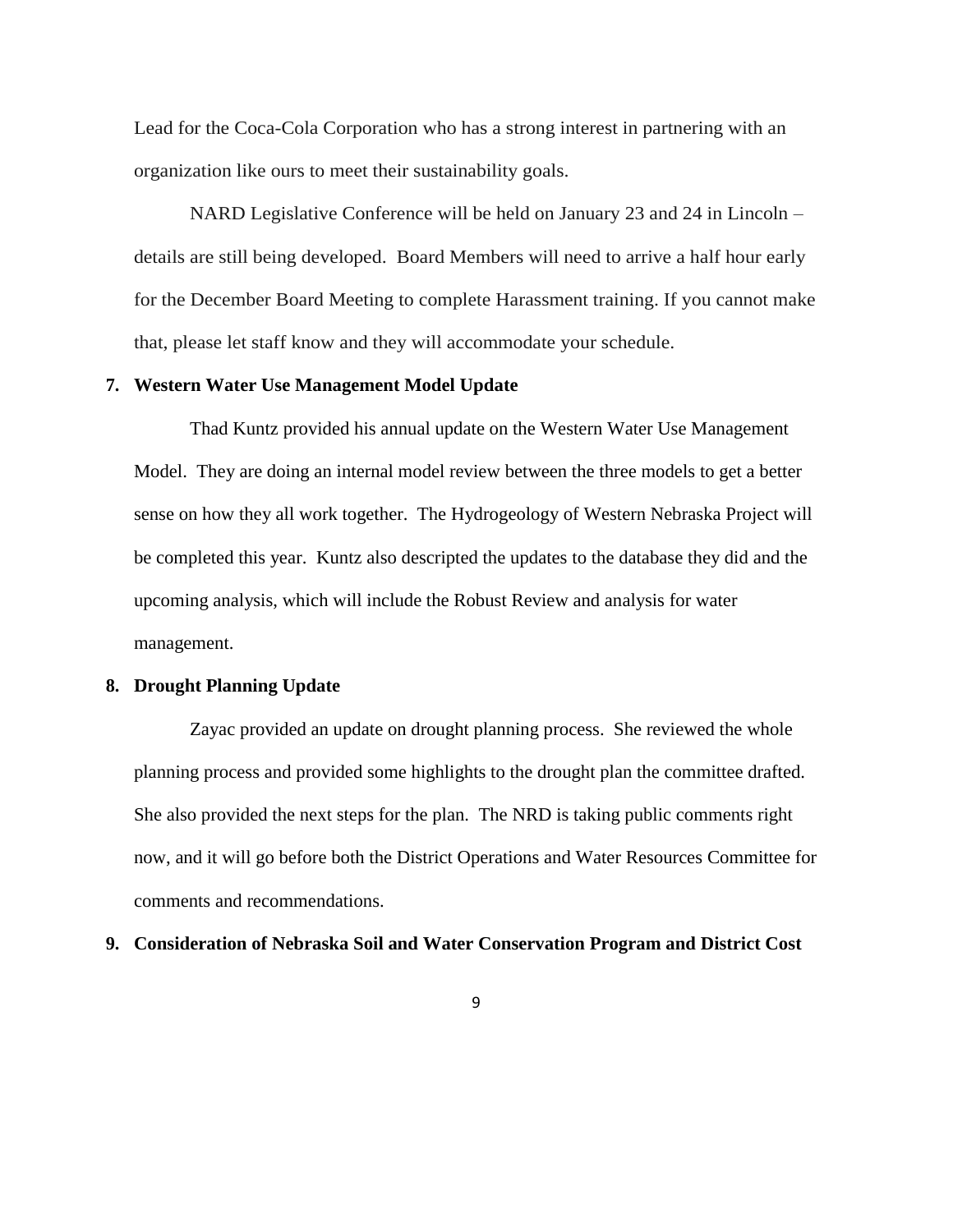Lead for the Coca-Cola Corporation who has a strong interest in partnering with an organization like ours to meet their sustainability goals.

NARD Legislative Conference will be held on January 23 and 24 in Lincoln – details are still being developed. Board Members will need to arrive a half hour early for the December Board Meeting to complete Harassment training. If you cannot make that, please let staff know and they will accommodate your schedule.

**7. Western Water Use Management Model Update**

Thad Kuntz provided his annual update on the Western Water Use Management Model. They are doing an internal model review between the three models to get a better sense on how they all work together. The Hydrogeology of Western Nebraska Project will be completed this year. Kuntz also descripted the updates to the database they did and the upcoming analysis, which will include the Robust Review and analysis for water management.

**8. Drought Planning Update**

Zayac provided an update on drought planning process. She reviewed the whole planning process and provided some highlights to the drought plan the committee drafted. She also provided the next steps for the plan. The NRD is taking public comments right now, and it will go before both the District Operations and Water Resources Committee for comments and recommendations.

**9. Consideration of Nebraska Soil and Water Conservation Program and District Cost**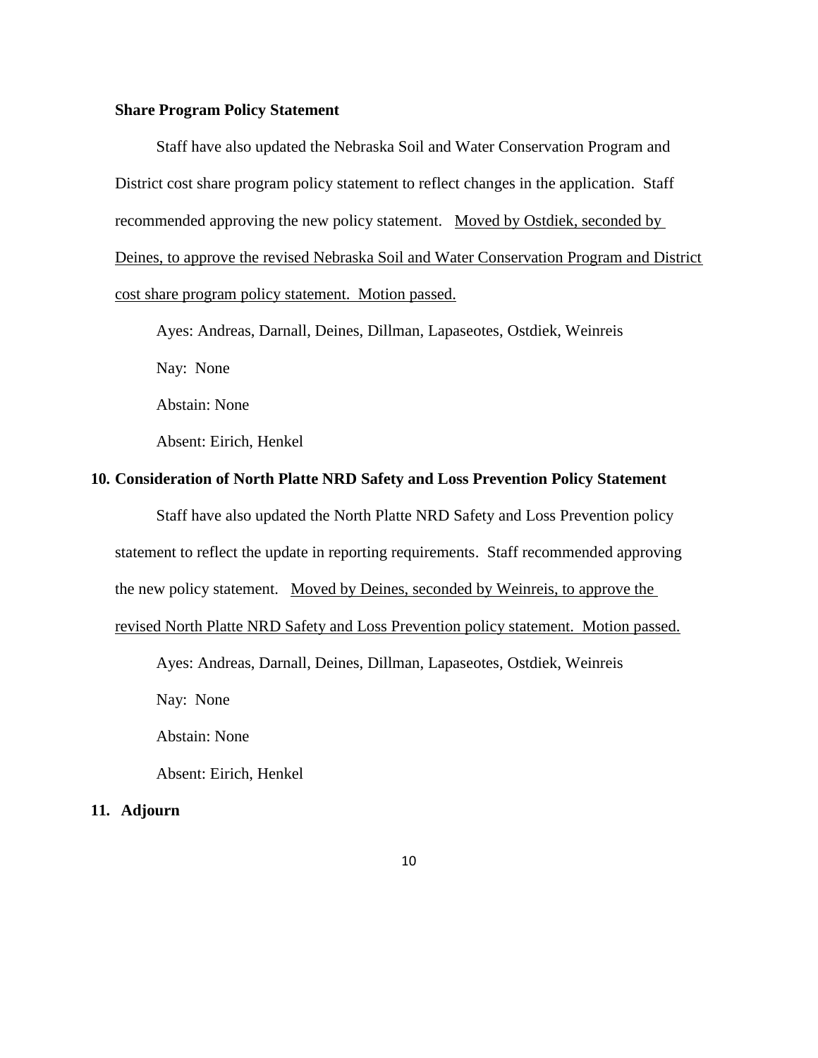**Share Program Policy Statement**

Staff have also updated the Nebraska Soil and Water Conservation Program and District cost share program policy statement to reflect changes in the application. Staff recommended approving the new policy statement. <u>Moved by Ostdiek, seconded by Deines, to approve the revised Nebraska Soil and Water Conservation Program and District cost share program policy statement. Motion passed.</u>

Ayes: Andreas, Darnall, Deines, Dillman, Lapaseotes, Ostdiek, Weinreis

Nay: None

Abstain: None

Absent: Eirich, Henkel

**10. Consideration of North Platte NRD Safety and Loss Prevention Policy Statement**

Staff have also updated the North Platte NRD Safety and Loss Prevention policy statement to reflect the update in reporting requirements. Staff recommended approving the new policy statement. <u>Moved by Deines, seconded by Weinreis, to approve the revised North Platte NRD Safety and Loss Prevention policy statement. Motion passed.</u>

Ayes: Andreas, Darnall, Deines, Dillman, Lapaseotes, Ostdiek, Weinreis

Nay: None

Abstain: None

Absent: Eirich, Henkel

**11. Adjourn**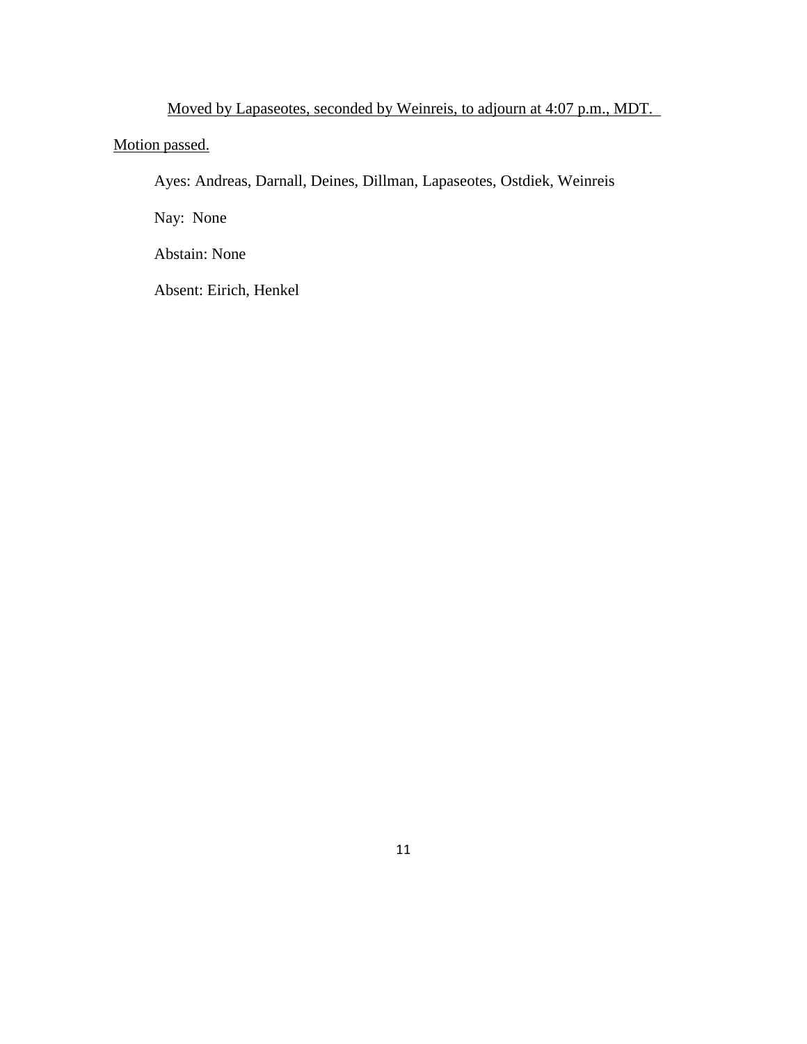<u>Moved by Lapaseotes, seconded by Weinreis, to adjourn at 4:07 p.m., MDT. Motion passed.</u>

Ayes: Andreas, Darnall, Deines, Dillman, Lapaseotes, Ostdiek, Weinreis

Nay: None

Abstain: None

Absent: Eirich, Henkel